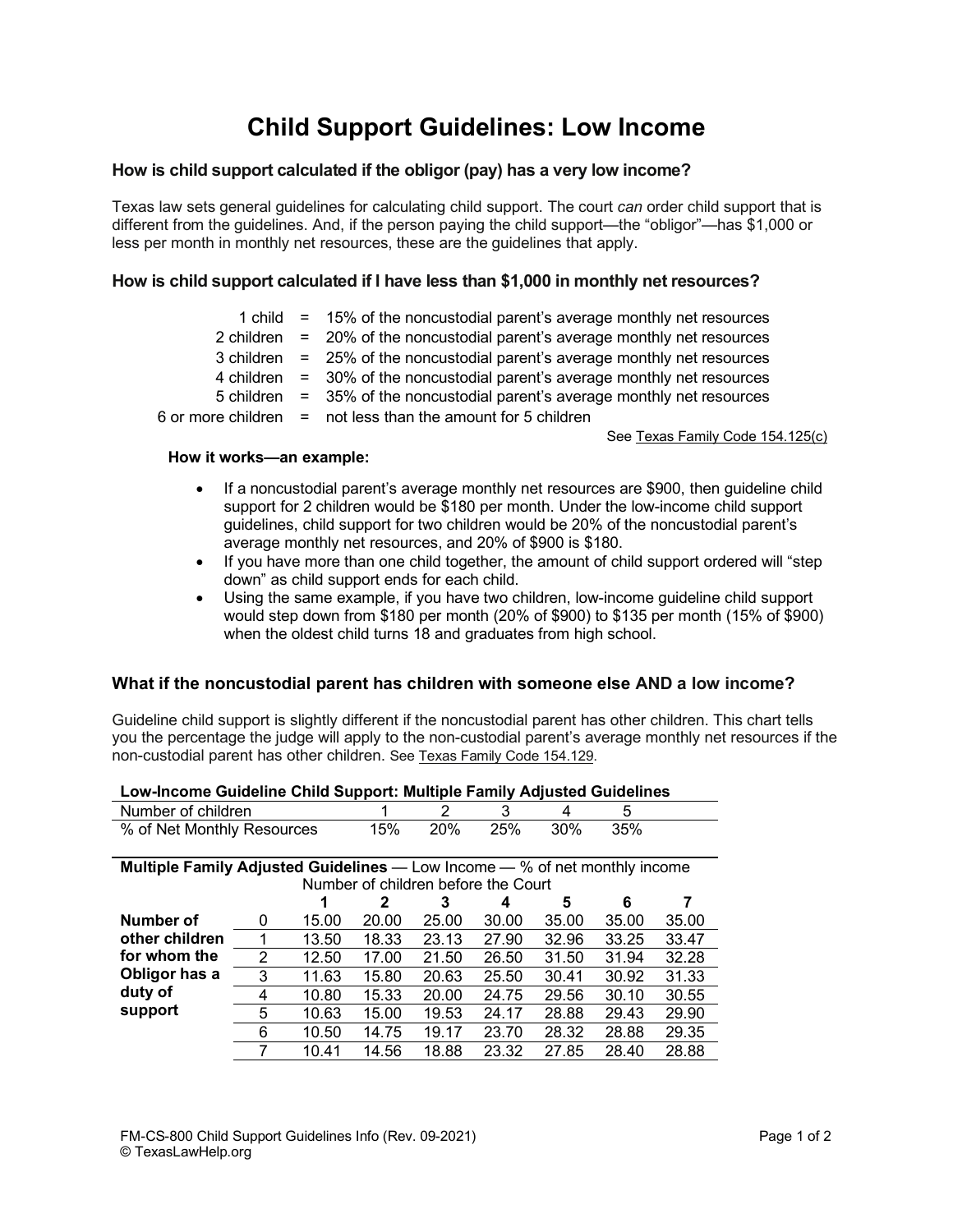# Child Support Guidelines: Low Income

### How is child support calculated if the obligor (pay) has a very low income?

Texas law sets general guidelines for calculating child support. The court *can* order child support that is different from the guidelines. And, if the person paying the child support—the "obligor"—has $1,000 or less per month in monthly net resources, these are the guidelines that apply.

### How is child support calculated if I have less than $1,000 in monthly net resources?

| | | |
|---|---|---|
| 1 child | = | 15% of the noncustodial parent's average monthly net resources |
| 2 children | = | 20% of the noncustodial parent's average monthly net resources |
| 3 children | = | 25% of the noncustodial parent's average monthly net resources |
| 4 children | = | 30% of the noncustodial parent's average monthly net resources |
| 5 children | = | 35% of the noncustodial parent's average monthly net resources |
| 6 or more children | = | not less than the amount for 5 children |

See Texas Family Code 154.125(c)

**How it works—an example:**

- If a noncustodial parent's average monthly net resources are $900, then guideline child support for 2 children would be $180 per month. Under the low-income child support guidelines, child support for two children would be 20% of the noncustodial parent's average monthly net resources, and 20% of $900 is $180.
- If you have more than one child together, the amount of child support ordered will "step down" as child support ends for each child.
- Using the same example, if you have two children, low-income guideline child support would step down from $180 per month (20% of $900) to $135 per month (15% of $900) when the oldest child turns 18 and graduates from high school.

### What if the noncustodial parent has children with someone else AND a low income?

Guideline child support is slightly different if the noncustodial parent has other children. This chart tells you the percentage the judge will apply to the non-custodial parent's average monthly net resources if the non-custodial parent has other children. See Texas Family Code 154.129.

**Low-Income Guideline Child Support: Multiple Family Adjusted Guidelines**

| Number of children | 1 | 2 | 3 | 4 | 5 |
|---|---|---|---|---|---|
| % of Net Monthly Resources | 15% | 20% | 25% | 30% | 35% |

**Multiple Family Adjusted Guidelines** — Low Income — % of net monthly income

| | | Number of children before the Court | | | | | | |
|---|---|---|---|---|---|---|---|---|
| | | **1** | **2** | **3** | **4** | **5** | **6** | **7** |
| **Number of other children for whom the Obligor has a duty of support** | 0 | 15.00 | 20.00 | 25.00 | 30.00 | 35.00 | 35.00 | 35.00 |
| | 1 | 13.50 | 18.33 | 23.13 | 27.90 | 32.96 | 33.25 | 33.47 |
| | 2 | 12.50 | 17.00 | 21.50 | 26.50 | 31.50 | 31.94 | 32.28 |
| | 3 | 11.63 | 15.80 | 20.63 | 25.50 | 30.41 | 30.92 | 31.33 |
| | 4 | 10.80 | 15.33 | 20.00 | 24.75 | 29.56 | 30.10 | 30.55 |
| | 5 | 10.63 | 15.00 | 19.53 | 24.17 | 28.88 | 29.43 | 29.90 |
| | 6 | 10.50 | 14.75 | 19.17 | 23.70 | 28.32 | 28.88 | 29.35 |
| | 7 | 10.41 | 14.56 | 18.88 | 23.32 | 27.85 | 28.40 | 28.88 |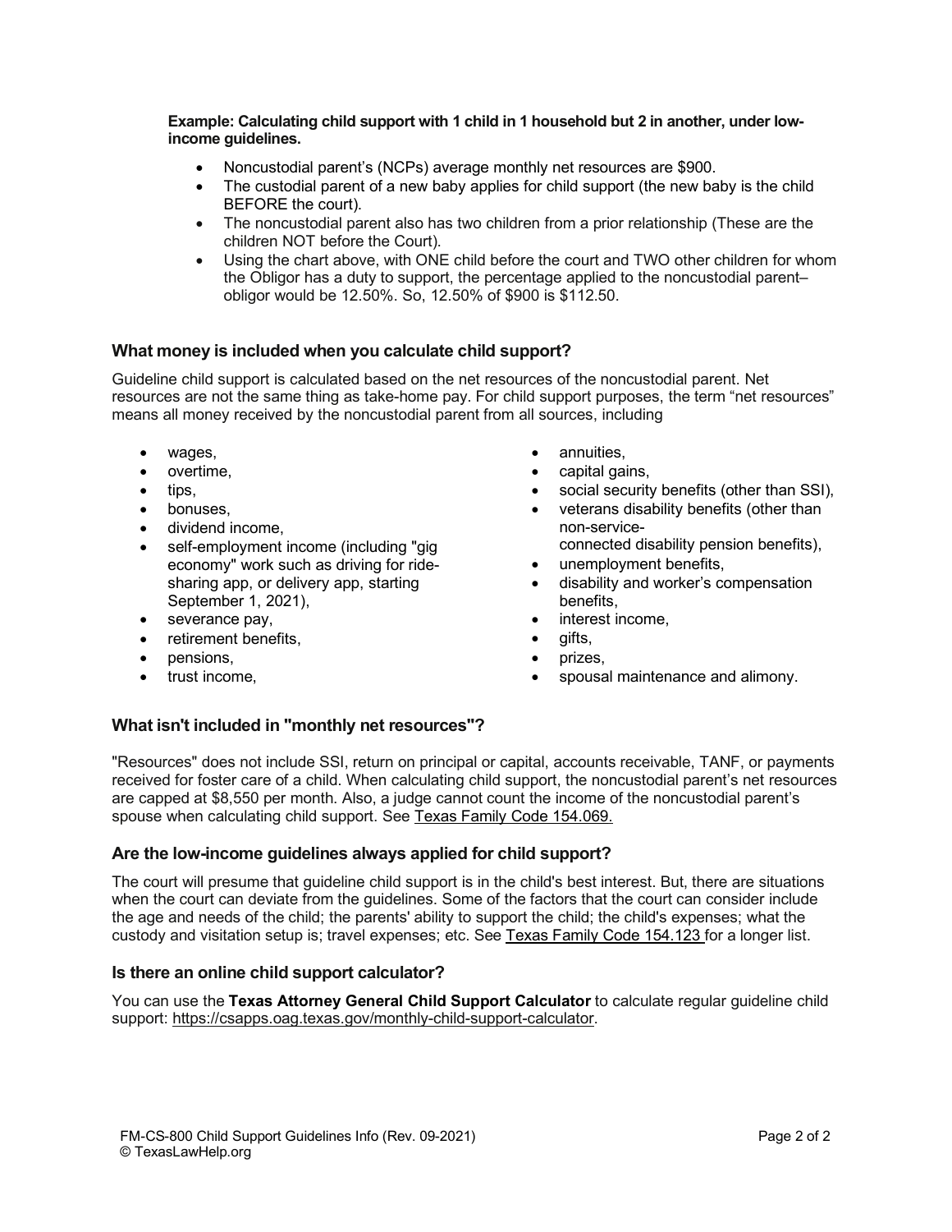**Example: Calculating child support with 1 child in 1 household but 2 in another, under low-income guidelines.**

- Noncustodial parent's (NCPs) average monthly net resources are $900.
- The custodial parent of a new baby applies for child support (the new baby is the child BEFORE the court).
- The noncustodial parent also has two children from a prior relationship (These are the children NOT before the Court).
- Using the chart above, with ONE child before the court and TWO other children for whom the Obligor has a duty to support, the percentage applied to the noncustodial parent–obligor would be 12.50%. So, 12.50% of $900 is $112.50.

## What money is included when you calculate child support?

Guideline child support is calculated based on the net resources of the noncustodial parent. Net resources are not the same thing as take-home pay. For child support purposes, the term "net resources" means all money received by the noncustodial parent from all sources, including

- wages,
- overtime,
- tips,
- bonuses,
- dividend income,
- self-employment income (including "gig economy" work such as driving for ride-sharing app, or delivery app, starting September 1, 2021),
- severance pay,
- retirement benefits,
- pensions,
- trust income,
- annuities,
- capital gains,
- social security benefits (other than SSI),
- veterans disability benefits (other than non-service-connected disability pension benefits),
- unemployment benefits,
- disability and worker's compensation benefits,
- interest income,
- gifts,
- prizes,
- spousal maintenance and alimony.

## What isn't included in "monthly net resources"?

"Resources" does not include SSI, return on principal or capital, accounts receivable, TANF, or payments received for foster care of a child. When calculating child support, the noncustodial parent's net resources are capped at $8,550 per month. Also, a judge cannot count the income of the noncustodial parent's spouse when calculating child support. See Texas Family Code 154.069.

## Are the low-income guidelines always applied for child support?

The court will presume that guideline child support is in the child's best interest. But, there are situations when the court can deviate from the guidelines. Some of the factors that the court can consider include the age and needs of the child; the parents' ability to support the child; the child's expenses; what the custody and visitation setup is; travel expenses; etc. See Texas Family Code 154.123 for a longer list.

## Is there an online child support calculator?

You can use the **Texas Attorney General Child Support Calculator** to calculate regular guideline child support: https://csapps.oag.texas.gov/monthly-child-support-calculator.

FM-CS-800 Child Support Guidelines Info (Rev. 09-2021)
© TexasLawHelp.org